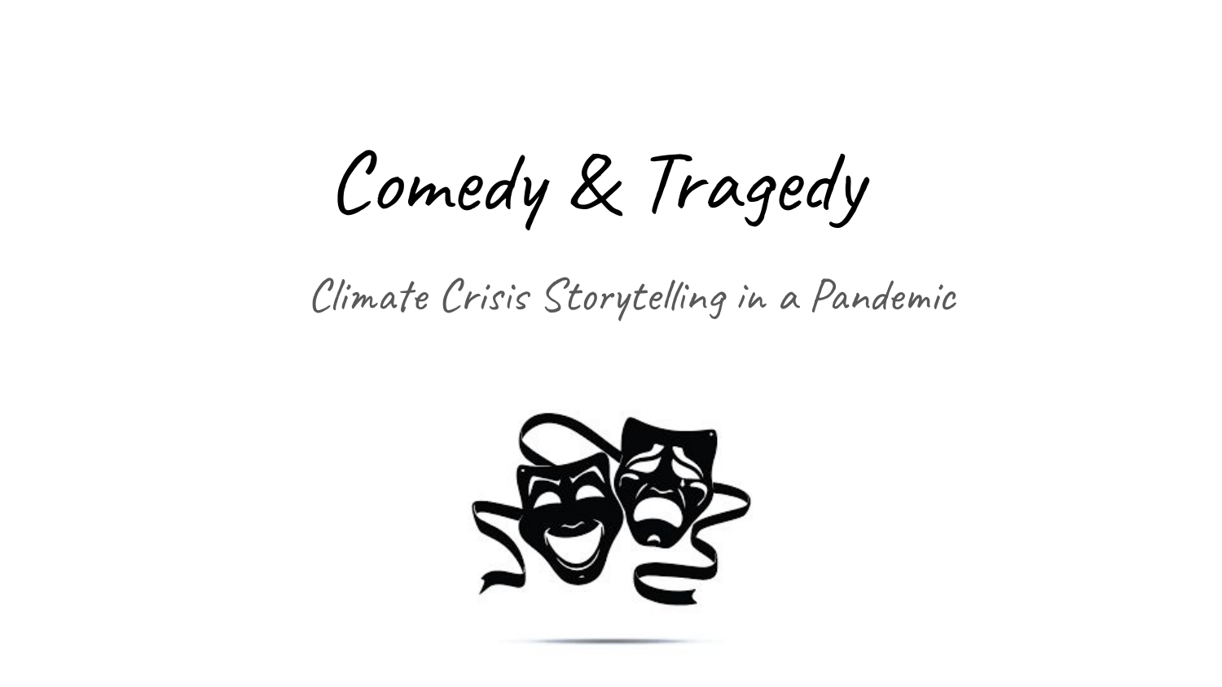# Comedy & Tragedy

## Climate Crisis Storytelling in a Pandemic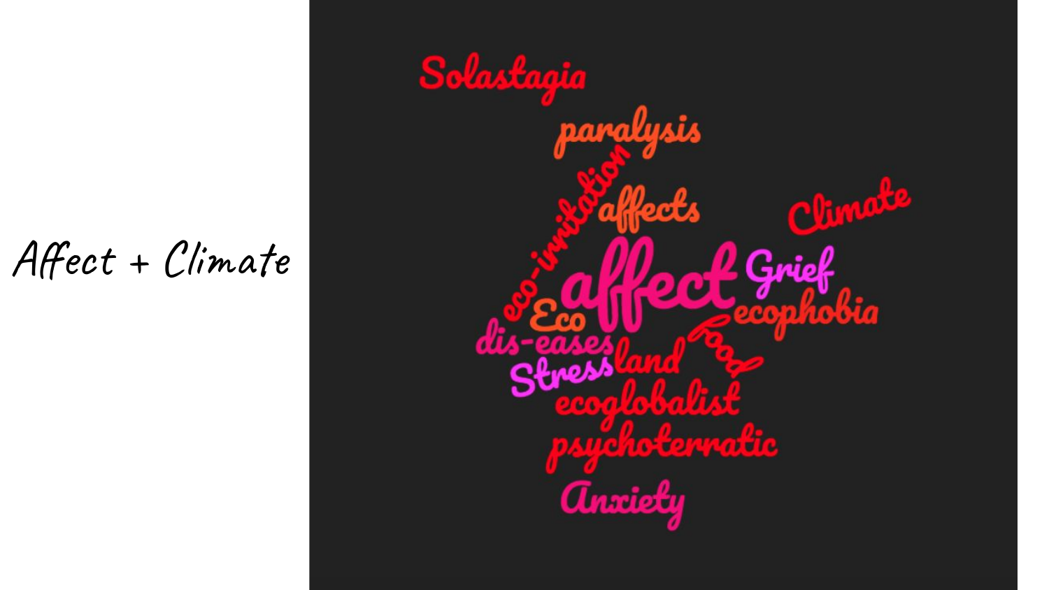# Affect + Climate

Solastagia

paralysis

eco-irritation

affects

Climate

affect

Grief

Eco

ecophobia

dis-eases

food

Stress

land

ecoglobalist

psychoterratic

Anxiety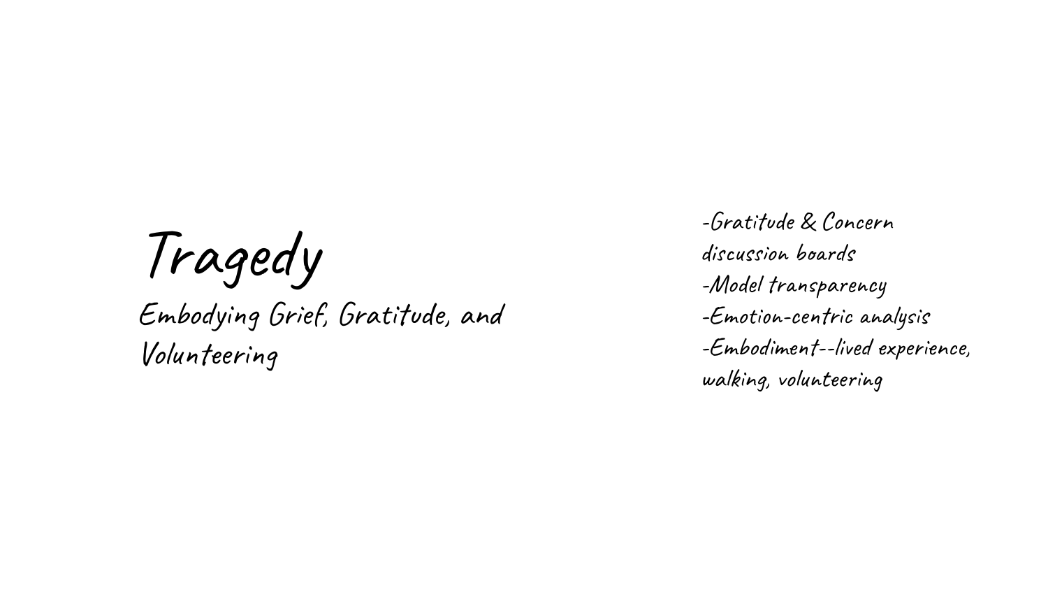# Tragedy

## Embodying Grief, Gratitude, and Volunteering

-Gratitude & Concern discussion boards
-Model transparency
-Emotion-centric analysis
-Embodiment--lived experience, walking, volunteering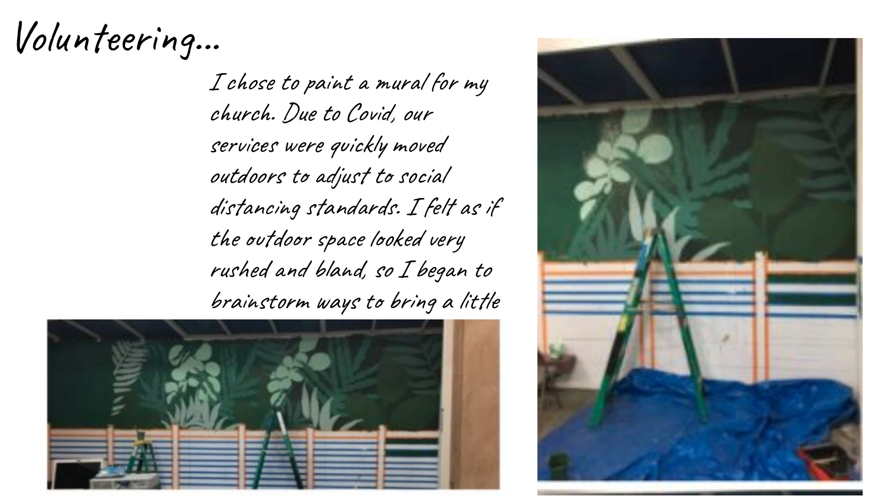# Volunteering...

I chose to paint a mural for my church. Due to Covid, our services were quickly moved outdoors to adjust to social distancing standards. I felt as if the outdoor space looked very rushed and bland, so I began to brainstorm ways to bring a little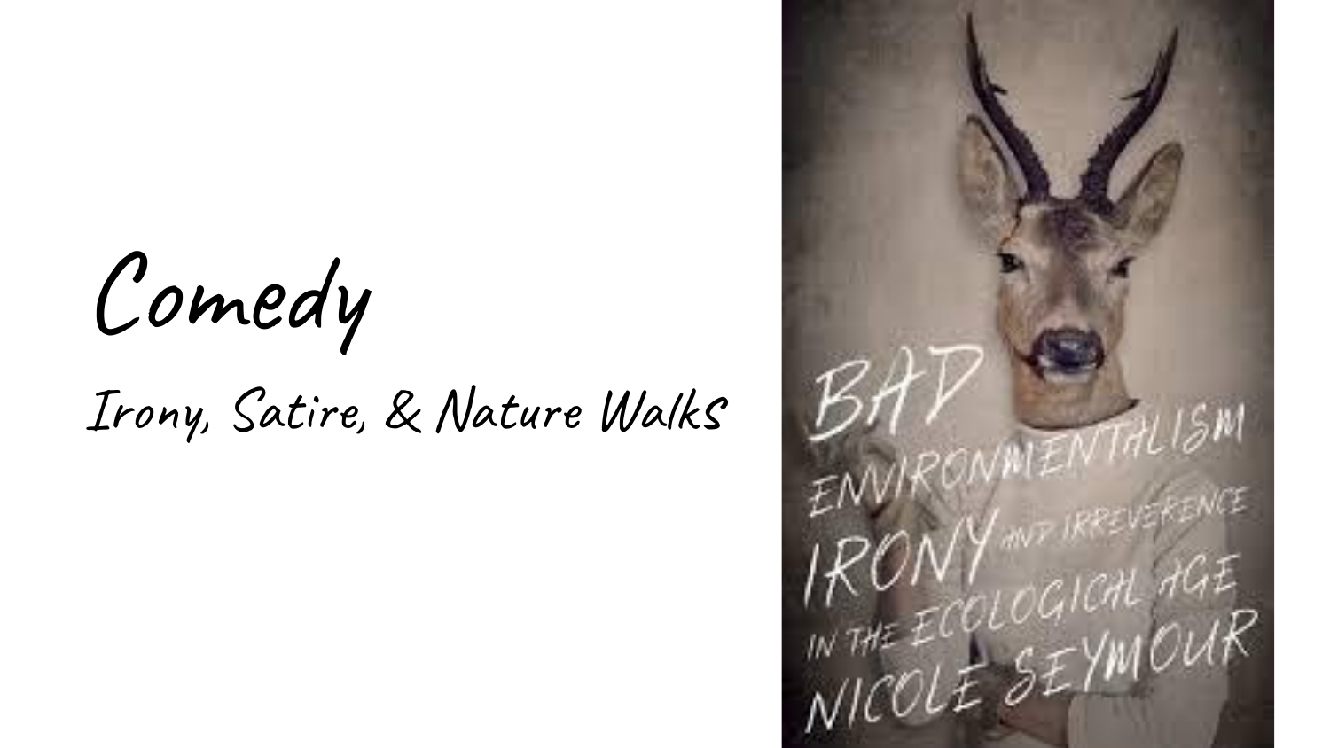# Comedy

## Irony, Satire, & Nature Walks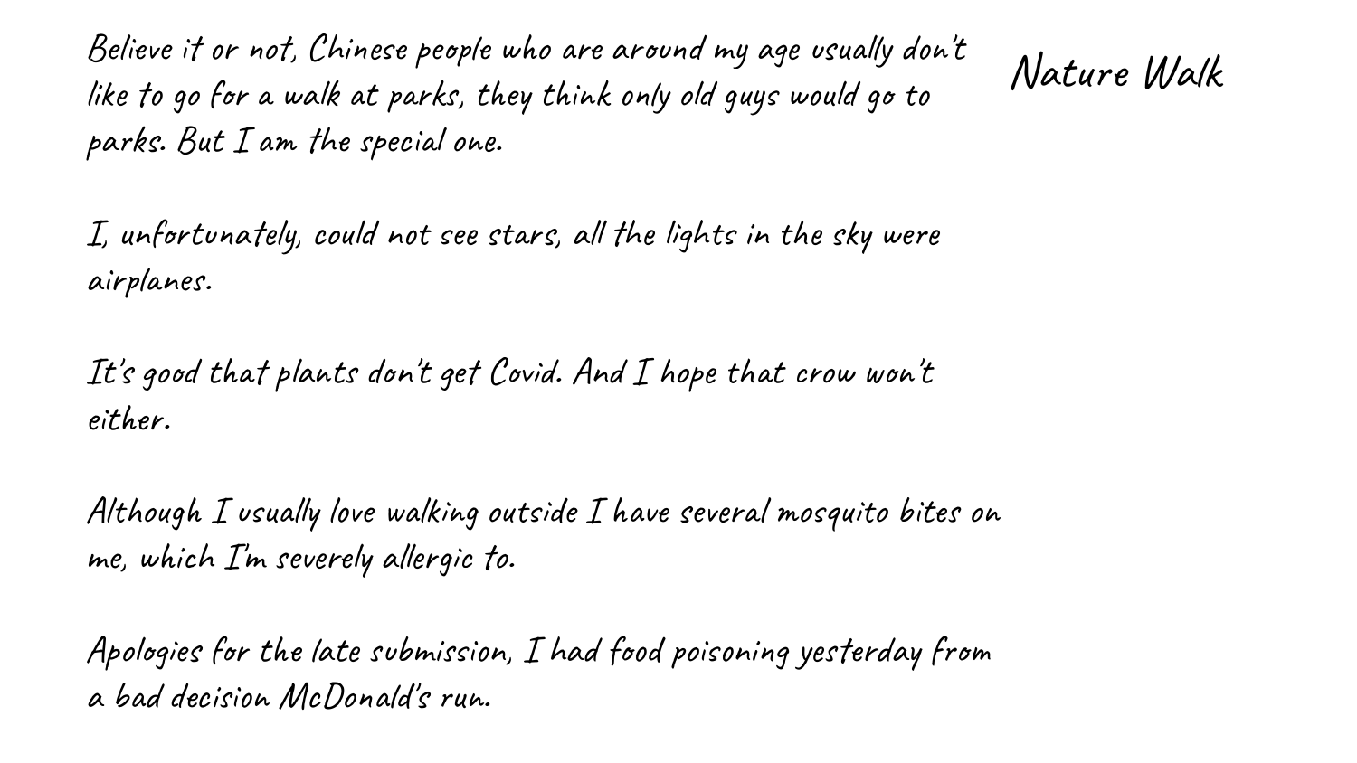# Nature Walk

Believe it or not, Chinese people who are around my age usually don't like to go for a walk at parks, they think only old guys would go to parks. But I am the special one.

I, unfortunately, could not see stars, all the lights in the sky were airplanes.

It's good that plants don't get Covid. And I hope that crow won't either.

Although I usually love walking outside I have several mosquito bites on me, which I'm severely allergic to.

Apologies for the late submission, I had food poisoning yesterday from a bad decision McDonald's run.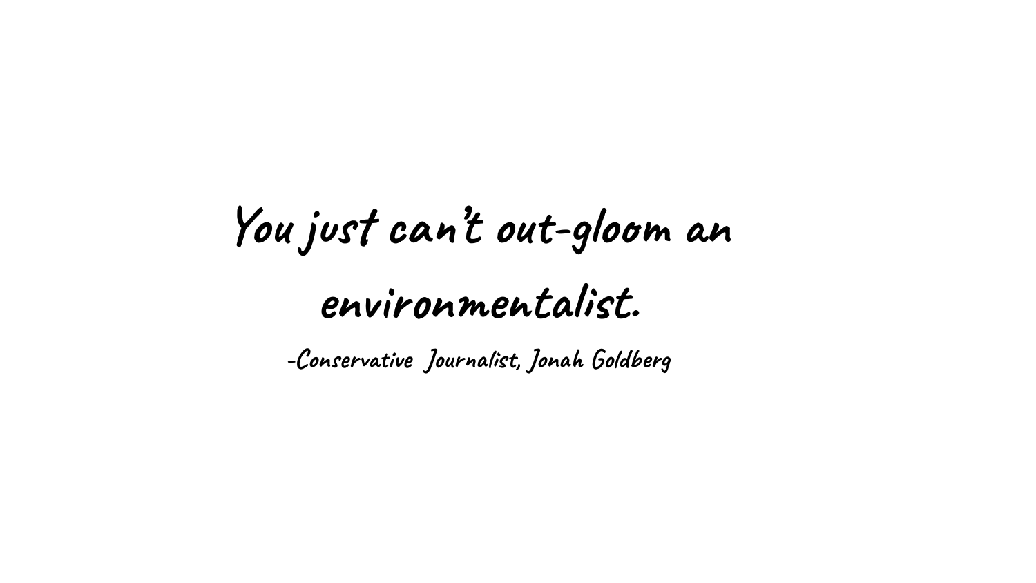You just can't out-gloom an environmentalist.

-Conservative Journalist, Jonah Goldberg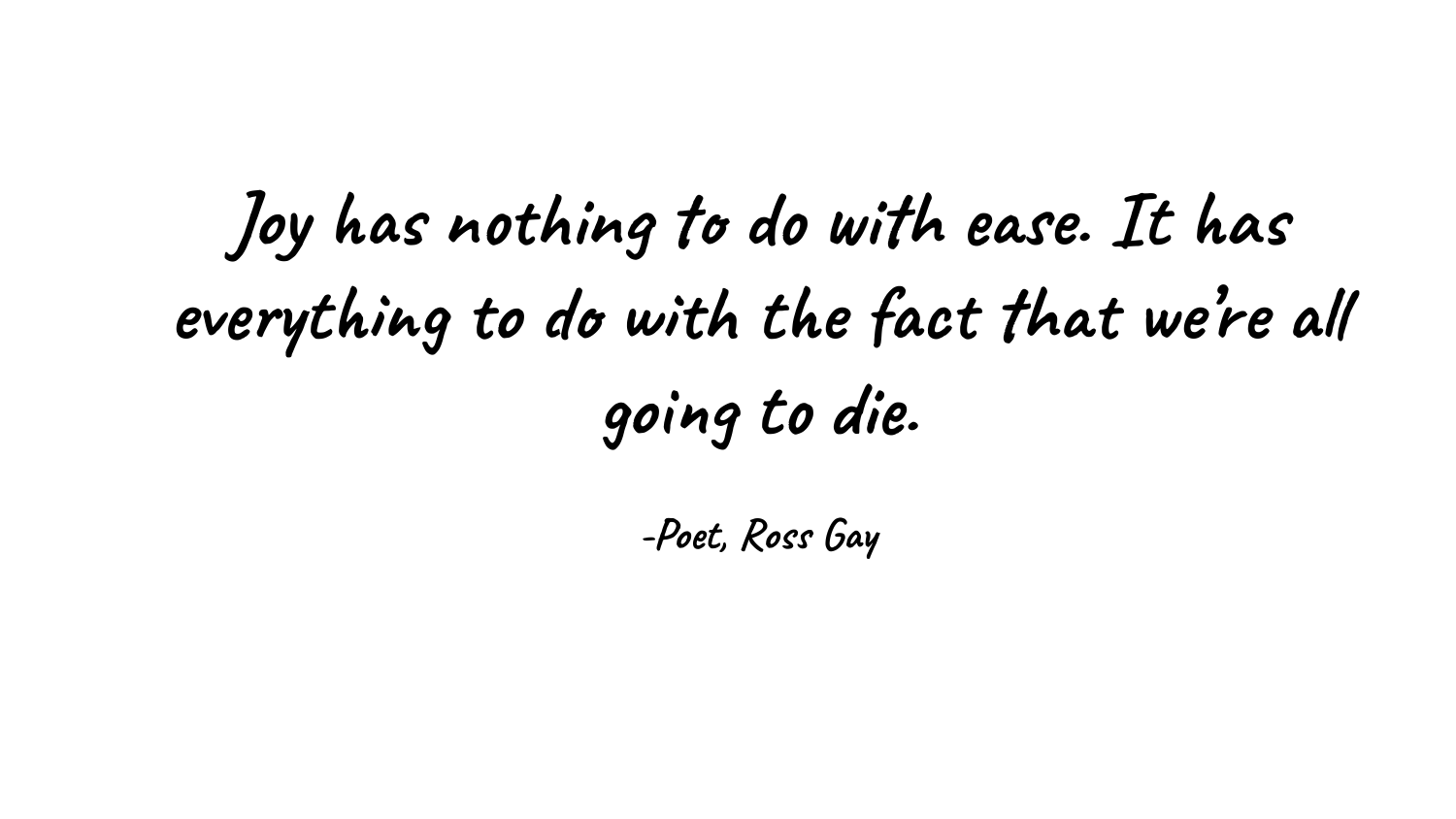Joy has nothing to do with ease. It has everything to do with the fact that we're all going to die.

-Poet, Ross Gay